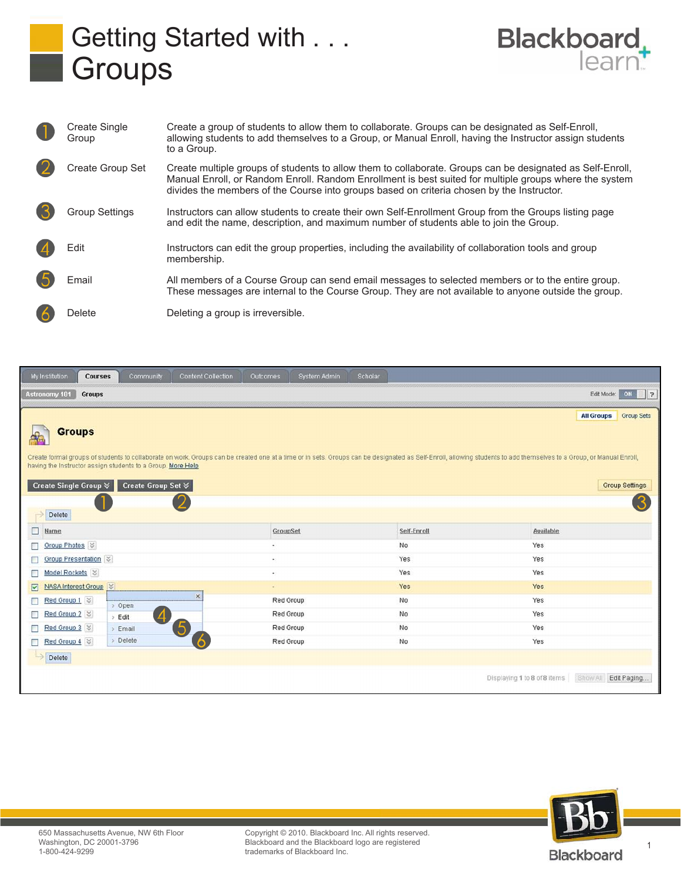# Getting Started with . . . Groups

Blackboard learn

| | | |
|---|---|---|
| 1 | Create Single Group | Create a group of students to allow them to collaborate. Groups can be designated as Self-Enroll, allowing students to add themselves to a Group, or Manual Enroll, having the Instructor assign students to a Group. |
| 2 | Create Group Set | Create multiple groups of students to allow them to collaborate. Groups can be designated as Self-Enroll, Manual Enroll, or Random Enroll. Random Enrollment is best suited for multiple groups where the system divides the members of the Course into groups based on criteria chosen by the Instructor. |
| 3 | Group Settings | Instructors can allow students to create their own Self-Enrollment Group from the Groups listing page and edit the name, description, and maximum number of students able to join the Group. |
| 4 | Edit | Instructors can edit the group properties, including the availability of collaboration tools and group membership. |
| 5 | Email | All members of a Course Group can send email messages to selected members or to the entire group. These messages are internal to the Course Group. They are not available to anyone outside the group. |
| 6 | Delete | Deleting a group is irreversible. |

My Institution | Courses | Community | Content Collection | Outcomes | System Admin | Scholar

Astronomy 101 > Groups — Edit Mode: ON

All Groups | Group Sets

## Groups

Create formal groups of students to collaborate on work. Groups can be created one at a time or in sets. Groups can be designated as Self-Enroll, allowing students to add themselves to a Group, or Manual Enroll, having the Instructor assign students to a Group. More Help

Create Single Group (1) | Create Group Set (2) | Group Settings (3)

Delete

| Name | GroupSet | Self-Enroll | Available |
|---|---|---|---|
| Group Photos | - | No | Yes |
| Group Presentation | - | Yes | Yes |
| Model Rockets | - | Yes | Yes |
| NASA Interest Group | - | Yes | Yes |
| Red Group 1 | Red Group | No | Yes |
| Red Group 2 | Red Group | No | Yes |
| Red Group 3 | Red Group | No | Yes |
| Red Group 4 | Red Group | No | Yes |

Menu: Open | Edit (4) | Email (5) | Delete (6)

Delete

Displaying 1 to 8 of 8 items | Show All | Edit Paging...

650 Massachusetts Avenue, NW 6th Floor
Washington, DC 20001-3796
1-800-424-9299

Copyright © 2010. Blackboard Inc. All rights reserved.
Blackboard and the Blackboard logo are registered trademarks of Blackboard Inc.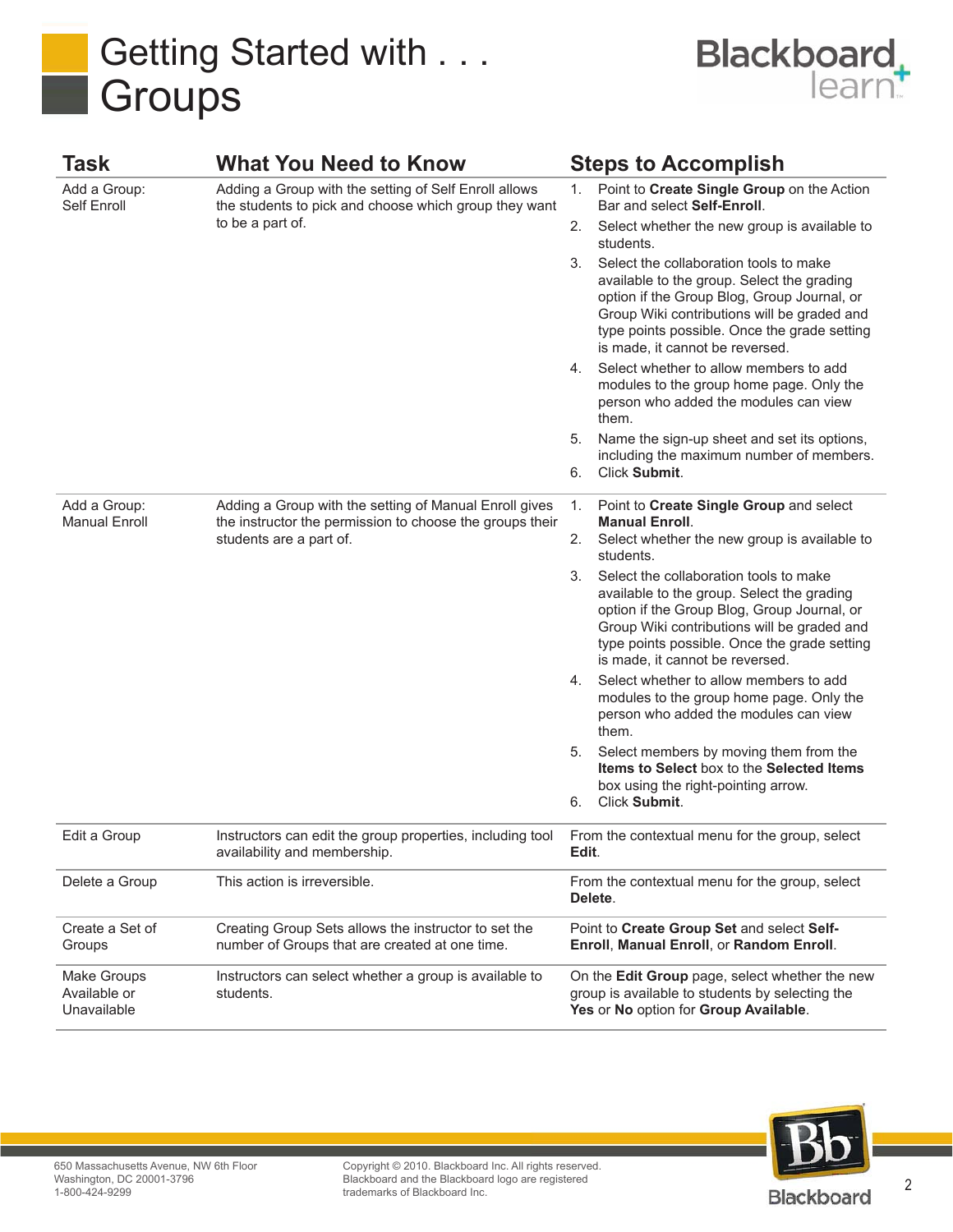# Getting Started with . . . Groups

| Task | What You Need to Know | Steps to Accomplish |
| --- | --- | --- |
| Add a Group: Self Enroll | Adding a Group with the setting of Self Enroll allows the students to pick and choose which group they want to be a part of. | 1. Point to **Create Single Group** on the Action Bar and select **Self-Enroll**.<br>2. Select whether the new group is available to students.<br>3. Select the collaboration tools to make available to the group. Select the grading option if the Group Blog, Group Journal, or Group Wiki contributions will be graded and type points possible. Once the grade setting is made, it cannot be reversed.<br>4. Select whether to allow members to add modules to the group home page. Only the person who added the modules can view them.<br>5. Name the sign-up sheet and set its options, including the maximum number of members.<br>6. Click **Submit**. |
| Add a Group: Manual Enroll | Adding a Group with the setting of Manual Enroll gives the instructor the permission to choose the groups their students are a part of. | 1. Point to **Create Single Group** and select **Manual Enroll**.<br>2. Select whether the new group is available to students.<br>3. Select the collaboration tools to make available to the group. Select the grading option if the Group Blog, Group Journal, or Group Wiki contributions will be graded and type points possible. Once the grade setting is made, it cannot be reversed.<br>4. Select whether to allow members to add modules to the group home page. Only the person who added the modules can view them.<br>5. Select members by moving them from the **Items to Select** box to the **Selected Items** box using the right-pointing arrow.<br>6. Click **Submit**. |
| Edit a Group | Instructors can edit the group properties, including tool availability and membership. | From the contextual menu for the group, select **Edit**. |
| Delete a Group | This action is irreversible. | From the contextual menu for the group, select **Delete**. |
| Create a Set of Groups | Creating Group Sets allows the instructor to set the number of Groups that are created at one time. | Point to **Create Group Set** and select **Self-Enroll**, **Manual Enroll**, or **Random Enroll**. |
| Make Groups Available or Unavailable | Instructors can select whether a group is available to students. | On the **Edit Group** page, select whether the new group is available to students by selecting the **Yes** or **No** option for **Group Available**. |

650 Massachusetts Avenue, NW 6th Floor
Washington, DC 20001-3796
1-800-424-9299

Copyright © 2010. Blackboard Inc. All rights reserved. Blackboard and the Blackboard logo are registered trademarks of Blackboard Inc.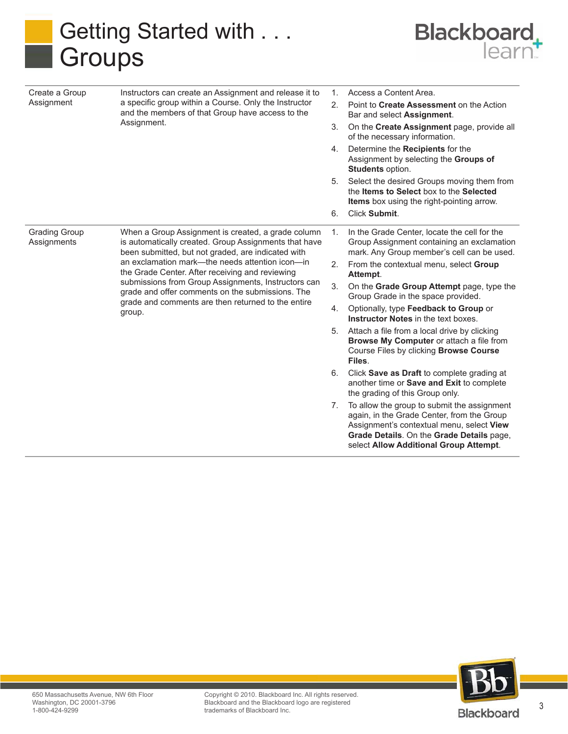# Getting Started with . . . Groups

| | | |
|---|---|---|
| Create a Group Assignment | Instructors can create an Assignment and release it to a specific group within a Course. Only the Instructor and the members of that Group have access to the Assignment. | 1. Access a Content Area.<br>2. Point to **Create Assessment** on the Action Bar and select **Assignment**.<br>3. On the **Create Assignment** page, provide all of the necessary information.<br>4. Determine the **Recipients** for the Assignment by selecting the **Groups of Students** option.<br>5. Select the desired Groups moving them from the **Items to Select** box to the **Selected Items** box using the right-pointing arrow.<br>6. Click **Submit**. |
| Grading Group Assignments | When a Group Assignment is created, a grade column is automatically created. Group Assignments that have been submitted, but not graded, are indicated with an exclamation mark—the needs attention icon—in the Grade Center. After receiving and reviewing submissions from Group Assignments, Instructors can grade and offer comments on the submissions. The grade and comments are then returned to the entire group. | 1. In the Grade Center, locate the cell for the Group Assignment containing an exclamation mark. Any Group member's cell can be used.<br>2. From the contextual menu, select **Group Attempt**.<br>3. On the **Grade Group Attempt** page, type the Group Grade in the space provided.<br>4. Optionally, type **Feedback to Group** or **Instructor Notes** in the text boxes.<br>5. Attach a file from a local drive by clicking **Browse My Computer** or attach a file from Course Files by clicking **Browse Course Files**.<br>6. Click **Save as Draft** to complete grading at another time or **Save and Exit** to complete the grading of this Group only.<br>7. To allow the group to submit the assignment again, in the Grade Center, from the Group Assignment's contextual menu, select **View Grade Details**. On the **Grade Details** page, select **Allow Additional Group Attempt**. |

650 Massachusetts Avenue, NW 6th Floor
Washington, DC 20001-3796
1-800-424-9299

Copyright © 2010. Blackboard Inc. All rights reserved.
Blackboard and the Blackboard logo are registered trademarks of Blackboard Inc.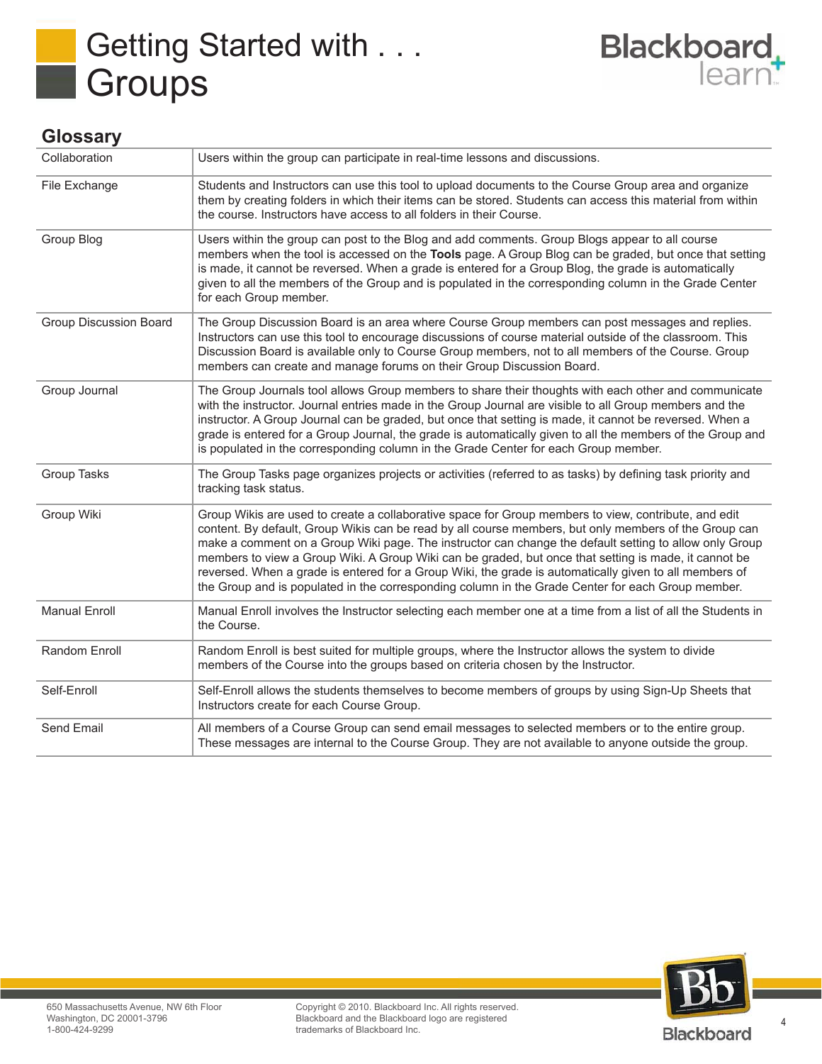# Getting Started with . . . Groups

## Glossary

| | |
|---|---|
| Collaboration | Users within the group can participate in real-time lessons and discussions. |
| File Exchange | Students and Instructors can use this tool to upload documents to the Course Group area and organize them by creating folders in which their items can be stored. Students can access this material from within the course. Instructors have access to all folders in their Course. |
| Group Blog | Users within the group can post to the Blog and add comments. Group Blogs appear to all course members when the tool is accessed on the **Tools** page. A Group Blog can be graded, but once that setting is made, it cannot be reversed. When a grade is entered for a Group Blog, the grade is automatically given to all the members of the Group and is populated in the corresponding column in the Grade Center for each Group member. |
| Group Discussion Board | The Group Discussion Board is an area where Course Group members can post messages and replies. Instructors can use this tool to encourage discussions of course material outside of the classroom. This Discussion Board is available only to Course Group members, not to all members of the Course. Group members can create and manage forums on their Group Discussion Board. |
| Group Journal | The Group Journals tool allows Group members to share their thoughts with each other and communicate with the instructor. Journal entries made in the Group Journal are visible to all Group members and the instructor. A Group Journal can be graded, but once that setting is made, it cannot be reversed. When a grade is entered for a Group Journal, the grade is automatically given to all the members of the Group and is populated in the corresponding column in the Grade Center for each Group member. |
| Group Tasks | The Group Tasks page organizes projects or activities (referred to as tasks) by defining task priority and tracking task status. |
| Group Wiki | Group Wikis are used to create a collaborative space for Group members to view, contribute, and edit content. By default, Group Wikis can be read by all course members, but only members of the Group can make a comment on a Group Wiki page. The instructor can change the default setting to allow only Group members to view a Group Wiki. A Group Wiki can be graded, but once that setting is made, it cannot be reversed. When a grade is entered for a Group Wiki, the grade is automatically given to all members of the Group and is populated in the corresponding column in the Grade Center for each Group member. |
| Manual Enroll | Manual Enroll involves the Instructor selecting each member one at a time from a list of all the Students in the Course. |
| Random Enroll | Random Enroll is best suited for multiple groups, where the Instructor allows the system to divide members of the Course into the groups based on criteria chosen by the Instructor. |
| Self-Enroll | Self-Enroll allows the students themselves to become members of groups by using Sign-Up Sheets that Instructors create for each Course Group. |
| Send Email | All members of a Course Group can send email messages to selected members or to the entire group. These messages are internal to the Course Group. They are not available to anyone outside the group. |

650 Massachusetts Avenue, NW 6th Floor
Washington, DC 20001-3796
1-800-424-9299

Copyright © 2010. Blackboard Inc. All rights reserved.
Blackboard and the Blackboard logo are registered trademarks of Blackboard Inc.